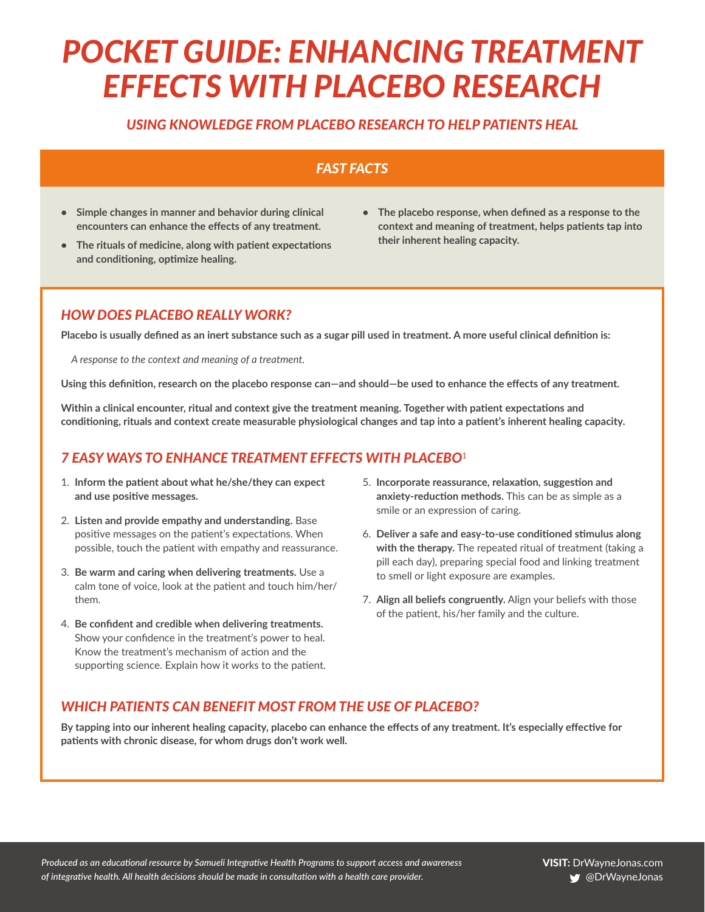# POCKET GUIDE: ENHANCING TREATMENT EFFECTS WITH PLACEBO RESEARCH

*USING KNOWLEDGE FROM PLACEBO RESEARCH TO HELP PATIENTS HEAL*

## FAST FACTS

- **Simple changes in manner and behavior during clinical encounters can enhance the effects of any treatment.**
- **The rituals of medicine, along with patient expectations and conditioning, optimize healing.**
- **The placebo response, when defined as a response to the context and meaning of treatment, helps patients tap into their inherent healing capacity.**

## HOW DOES PLACEBO REALLY WORK?

**Placebo is usually defined as an inert substance such as a sugar pill used in treatment. A more useful clinical definition is:**

> *A response to the context and meaning of a treatment.*

**Using this definition, research on the placebo response can—and should—be used to enhance the effects of any treatment.**

**Within a clinical encounter, ritual and context give the treatment meaning. Together with patient expectations and conditioning, rituals and context create measurable physiological changes and tap into a patient's inherent healing capacity.**

## 7 EASY WAYS TO ENHANCE TREATMENT EFFECTS WITH PLACEBO[1]

1. **Inform the patient about what he/she/they can expect and use positive messages.**
2. **Listen and provide empathy and understanding.** Base positive messages on the patient's expectations. When possible, touch the patient with empathy and reassurance.
3. **Be warm and caring when delivering treatments.** Use a calm tone of voice, look at the patient and touch him/her/them.
4. **Be confident and credible when delivering treatments.** Show your confidence in the treatment's power to heal. Know the treatment's mechanism of action and the supporting science. Explain how it works to the patient.
5. **Incorporate reassurance, relaxation, suggestion and anxiety-reduction methods.** This can be as simple as a smile or an expression of caring.
6. **Deliver a safe and easy-to-use conditioned stimulus along with the therapy.** The repeated ritual of treatment (taking a pill each day), preparing special food and linking treatment to smell or light exposure are examples.
7. **Align all beliefs congruently.** Align your beliefs with those of the patient, his/her family and the culture.

## WHICH PATIENTS CAN BENEFIT MOST FROM THE USE OF PLACEBO?

**By tapping into our inherent healing capacity, placebo can enhance the effects of any treatment. It's especially effective for patients with chronic disease, for whom drugs don't work well.**

*Produced as an educational resource by Samueli Integrative Health Programs to support access and awareness of integrative health. All health decisions should be made in consultation with a health care provider.*

**VISIT:** DrWayneJonas.com
@DrWayneJonas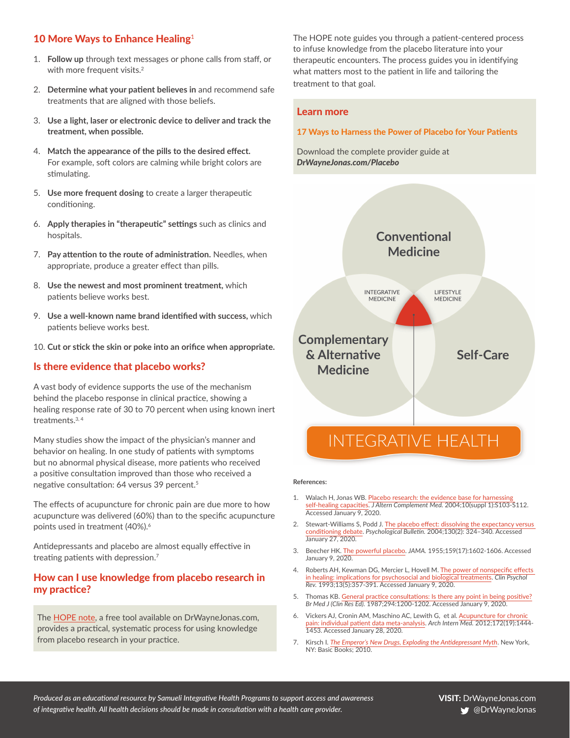## 10 More Ways to Enhance Healing[1]

1. **Follow up** through text messages or phone calls from staff, or with more frequent visits.[2]
2. **Determine what your patient believes in** and recommend safe treatments that are aligned with those beliefs.
3. **Use a light, laser or electronic device to deliver and track the treatment, when possible.**
4. **Match the appearance of the pills to the desired effect.** For example, soft colors are calming while bright colors are stimulating.
5. **Use more frequent dosing** to create a larger therapeutic conditioning.
6. **Apply therapies in "therapeutic" settings** such as clinics and hospitals.
7. **Pay attention to the route of administration.** Needles, when appropriate, produce a greater effect than pills.
8. **Use the newest and most prominent treatment,** which patients believe works best.
9. **Use a well-known name brand identified with success,** which patients believe works best.
10. **Cut or stick the skin or poke into an orifice when appropriate.**

## Is there evidence that placebo works?

A vast body of evidence supports the use of the mechanism behind the placebo response in clinical practice, showing a healing response rate of 30 to 70 percent when using known inert treatments.[3, 4]

Many studies show the impact of the physician's manner and behavior on healing. In one study of patients with symptoms but no abnormal physical disease, more patients who received a positive consultation improved than those who received a negative consultation: 64 versus 39 percent.[5]

The effects of acupuncture for chronic pain are due more to how acupuncture was delivered (60%) than to the specific acupuncture points used in treatment (40%).[6]

Antidepressants and placebo are almost equally effective in treating patients with depression.[7]

## How can I use knowledge from placebo research in my practice?

The HOPE note, a free tool available on DrWayneJonas.com, provides a practical, systematic process for using knowledge from placebo research in your practice.

The HOPE note guides you through a patient-centered process to infuse knowledge from the placebo literature into your therapeutic encounters. The process guides you in identifying what matters most to the patient in life and tailoring the treatment to that goal.

## Learn more

**17 Ways to Harness the Power of Placebo for Your Patients**

Download the complete provider guide at ***DrWayneJonas.com/Placebo***

Conventional Medicine
Complementary & Alternative Medicine
Self-Care
INTEGRATIVE MEDICINE
LIFESTYLE MEDICINE
INTEGRATIVE HEALTH

**References:**

1. Walach H, Jonas WB. Placebo research: the evidence base for harnessing self-healing capacities. *J Altern Complement Med.* 2004;10(suppl 1):S103-S112. Accessed January 9, 2020.
2. Stewart-Williams S, Podd J. The placebo effect: dissolving the expectancy versus conditioning debate. *Psychological Bulletin.* 2004;130(2): 324–340. Accessed January 27, 2020.
3. Beecher HK. The powerful placebo. *JAMA.* 1955;159(17):1602-1606. Accessed January 9, 2020.
4. Roberts AH, Kewman DG, Mercier L, Hovell M. The power of nonspecific effects in healing: implications for psychosocial and biological treatments. *Clin Psychol Rev.* 1993;13(5):357-391. Accessed January 9, 2020.
5. Thomas KB. General practice consultations: Is there any point in being positive? *Br Med J (Clin Res Ed).* 1987;294:1200-1202. Accessed January 9, 2020.
6. Vickers AJ, Cronin AM, Maschino AC, Lewith G, et al. Acupuncture for chronic pain: individual patient data meta-analysis. *Arch Intern Med.* 2012;172(19):1444-1453. Accessed January 28, 2020.
7. Kirsch I. *The Emperor's New Drugs, Exploding the Antidepressant Myth*. New York, NY: Basic Books; 2010.

*Produced as an educational resource by Samueli Integrative Health Programs to support access and awareness of integrative health. All health decisions should be made in consultation with a health care provider.*

**VISIT:** DrWayneJonas.com
@DrWayneJonas